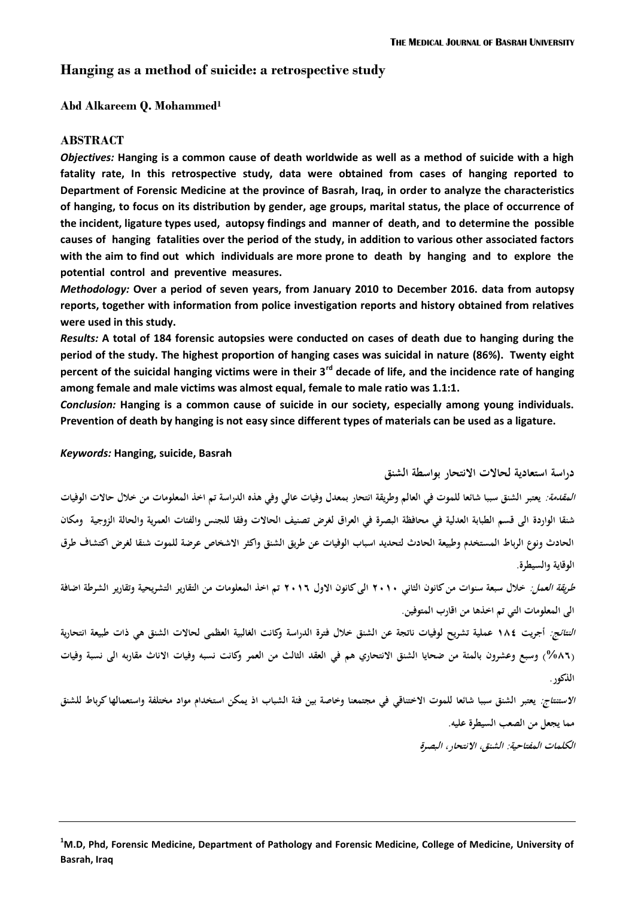# Hanging as a method of suicide: a retrospective study

**Abd Alkareem Q. Mohammed[1]**

## ABSTRACT

***Objectives:*** **Hanging is a common cause of death worldwide as well as a method of suicide with a high fatality rate, In this retrospective study, data were obtained from cases of hanging reported to Department of Forensic Medicine at the province of Basrah, Iraq, in order to analyze the characteristics of hanging, to focus on its distribution by gender, age groups, marital status, the place of occurrence of the incident, ligature types used, autopsy findings and manner of death, and to determine the possible causes of hanging fatalities over the period of the study, in addition to various other associated factors with the aim to find out which individuals are more prone to death by hanging and to explore the potential control and preventive measures.**

***Methodology:*** **Over a period of seven years, from January 2010 to December 2016. data from autopsy reports, together with information from police investigation reports and history obtained from relatives were used in this study.**

***Results:*** **A total of 184 forensic autopsies were conducted on cases of death due to hanging during the period of the study. The highest proportion of hanging cases was suicidal in nature (86%). Twenty eight percent of the suicidal hanging victims were in their 3rd decade of life, and the incidence rate of hanging among female and male victims was almost equal, female to male ratio was 1.1:1.**

***Conclusion:*** **Hanging is a common cause of suicide in our society, especially among young individuals. Prevention of death by hanging is not easy since different types of materials can be used as a ligature.**

***Keywords:*** **Hanging, suicide, Basrah**

**دراسة استعادية لحالات الانتحار بواسطة الشنق**

***المقدمة:*** **يعتبر الشنق سببا شائعا للموت في العالم وطريقة انتحار بمعدل وفيات عالي وفي هذه الدراسة تم اخذ المعلومات من خلال حالات الوفيات شنقا الواردة الى قسم الطبابة العدلية في محافظة البصرة في العراق لغرض تصنيف الحالات وفقا للجنس والفئات العمرية والحالة الزوجية ومكان الحادث ونوع الرباط المستخدم وطبيعة الحادث لتحديد اسباب الوفيات عن طريق الشنق واكثر الاشخاص عرضة للموت شنقا لغرض اكتشاف طرق الوقاية والسيطرة.**

***طريقة العمل:*** **خلال سبعة سنوات من كانون الثاني ٢٠١٠ الى كانون الاول ٢٠١٦ تم اخذ المعلومات من التقارير التشريحية وتقارير الشرطة اضافة الى المعلومات التي تم اخذها من اقارب المتوفين.**

***النتائج:*** **أجريت ١٨٤ عملية تشريح لوفيات ناتجة عن الشنق خلال فترة الدراسة وكانت الغالبية العظمى لحالات الشنق هي ذات طبيعة انتحارية (٨٦%) وسبع وعشرون بالمئة من ضحايا الشنق الانتحاري هم في العقد الثالث من العمر وكانت نسبه وفيات الاناث مقاربه الى نسبة وفيات الذكور.**

***الاستنتاج:*** **يعتبر الشنق سببا شائعا للموت الاختناقي في مجتمعنا وخاصة بين فئة الشباب اذ يمكن استخدام مواد مختلفة واستعمالها كرباط للشنق مما يجعل من الصعب السيطرة عليه.**

***الكلمات المفتاحية: الشنق، الانتحار، البصرة***

---

**[1]M.D, Phd, Forensic Medicine, Department of Pathology and Forensic Medicine, College of Medicine, University of Basrah, Iraq**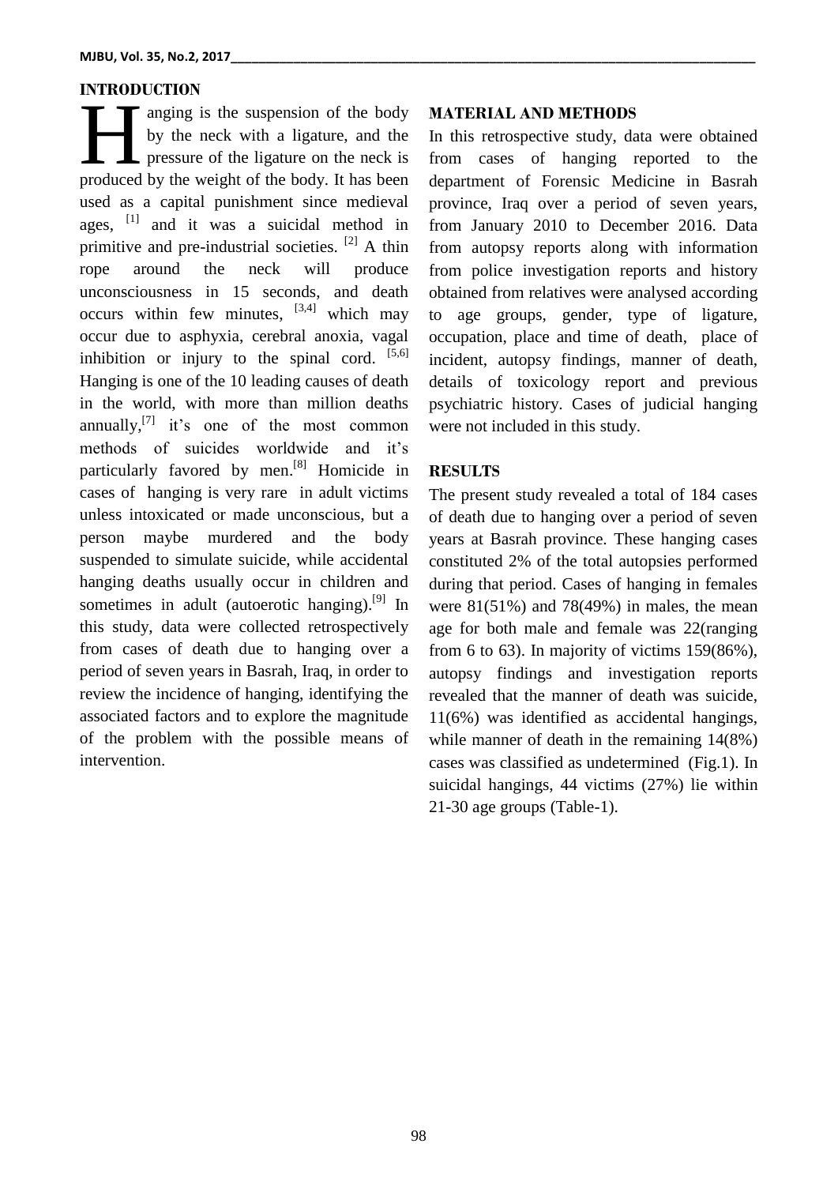## INTRODUCTION

Hanging is the suspension of the body by the neck with a ligature, and the pressure of the ligature on the neck is produced by the weight of the body. It has been used as a capital punishment since medieval ages, [1] and it was a suicidal method in primitive and pre-industrial societies. [2] A thin rope around the neck will produce unconsciousness in 15 seconds, and death occurs within few minutes, [3,4] which may occur due to asphyxia, cerebral anoxia, vagal inhibition or injury to the spinal cord. [5,6] Hanging is one of the 10 leading causes of death in the world, with more than million deaths annually,[7] it's one of the most common methods of suicides worldwide and it's particularly favored by men.[8] Homicide in cases of hanging is very rare in adult victims unless intoxicated or made unconscious, but a person maybe murdered and the body suspended to simulate suicide, while accidental hanging deaths usually occur in children and sometimes in adult (autoerotic hanging).[9] In this study, data were collected retrospectively from cases of death due to hanging over a period of seven years in Basrah, Iraq, in order to review the incidence of hanging, identifying the associated factors and to explore the magnitude of the problem with the possible means of intervention.

## MATERIAL AND METHODS

In this retrospective study, data were obtained from cases of hanging reported to the department of Forensic Medicine in Basrah province, Iraq over a period of seven years, from January 2010 to December 2016. Data from autopsy reports along with information from police investigation reports and history obtained from relatives were analysed according to age groups, gender, type of ligature, occupation, place and time of death, place of incident, autopsy findings, manner of death, details of toxicology report and previous psychiatric history. Cases of judicial hanging were not included in this study.

## RESULTS

The present study revealed a total of 184 cases of death due to hanging over a period of seven years at Basrah province. These hanging cases constituted 2% of the total autopsies performed during that period. Cases of hanging in females were 81(51%) and 78(49%) in males, the mean age for both male and female was 22(ranging from 6 to 63). In majority of victims 159(86%), autopsy findings and investigation reports revealed that the manner of death was suicide, 11(6%) was identified as accidental hangings, while manner of death in the remaining 14(8%) cases was classified as undetermined (Fig.1). In suicidal hangings, 44 victims (27%) lie within 21-30 age groups (Table-1).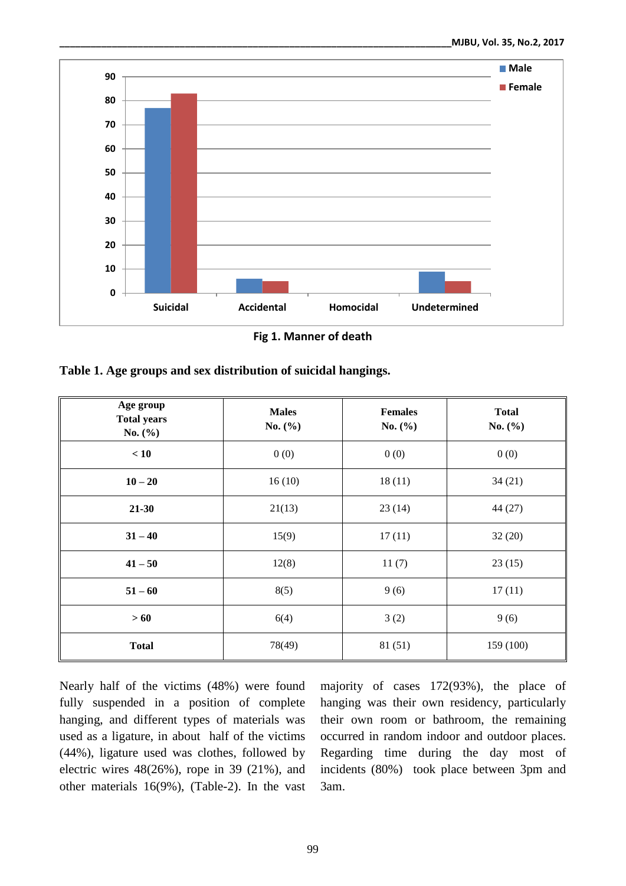Fig 1. Manner of death

**Table 1. Age groups and sex distribution of suicidal hangings.**

| Age group Total years No. (%) | Males No. (%) | Females No. (%) | Total No. (%) |
|---|---|---|---|
| **< 10** | 0 (0) | 0 (0) | 0 (0) |
| **10 – 20** | 16 (10) | 18 (11) | 34 (21) |
| **21-30** | 21(13) | 23 (14) | 44 (27) |
| **31 – 40** | 15(9) | 17 (11) | 32 (20) |
| **41 – 50** | 12(8) | 11 (7) | 23 (15) |
| **51 – 60** | 8(5) | 9 (6) | 17 (11) |
| **> 60** | 6(4) | 3 (2) | 9 (6) |
| **Total** | 78(49) | 81 (51) | 159 (100) |

Nearly half of the victims (48%) were found fully suspended in a position of complete hanging, and different types of materials was used as a ligature, in about half of the victims (44%), ligature used was clothes, followed by electric wires 48(26%), rope in 39 (21%), and other materials 16(9%), (Table-2). In the vast majority of cases 172(93%), the place of hanging was their own residency, particularly their own room or bathroom, the remaining occurred in random indoor and outdoor places. Regarding time during the day most of incidents (80%) took place between 3pm and 3am.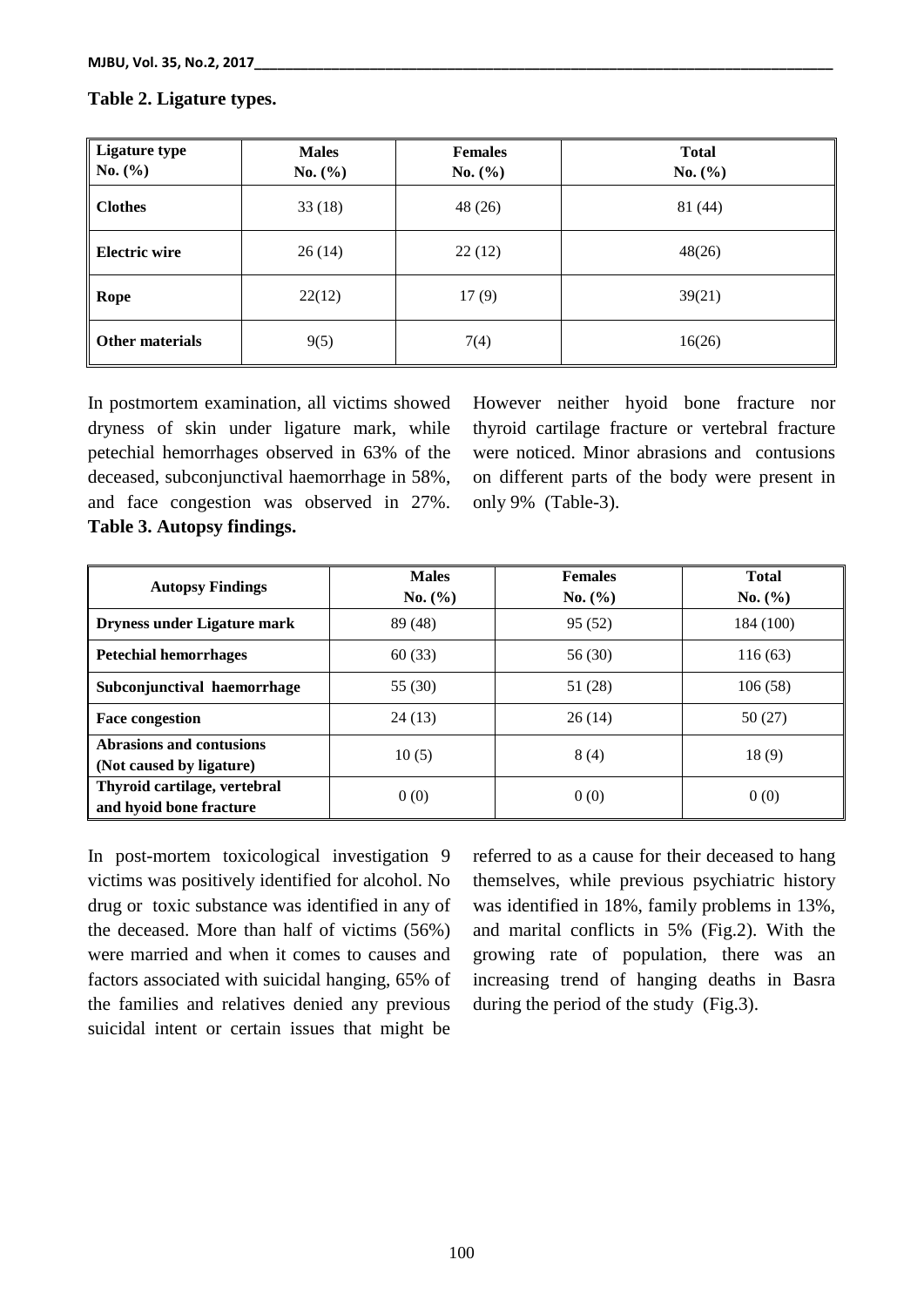**Table 2. Ligature types.**

| Ligature type No. (%) | Males No. (%) | Females No. (%) | Total No. (%) |
|---|---|---|---|
| **Clothes** | 33 (18) | 48 (26) | 81 (44) |
| **Electric wire** | 26 (14) | 22 (12) | 48(26) |
| **Rope** | 22(12) | 17 (9) | 39(21) |
| **Other materials** | 9(5) | 7(4) | 16(26) |

In postmortem examination, all victims showed dryness of skin under ligature mark, while petechial hemorrhages observed in 63% of the deceased, subconjunctival haemorrhage in 58%, and face congestion was observed in 27%. However neither hyoid bone fracture nor thyroid cartilage fracture or vertebral fracture were noticed. Minor abrasions and contusions on different parts of the body were present in only 9% (Table-3).

**Table 3. Autopsy findings.**

| Autopsy Findings | Males No. (%) | Females No. (%) | Total No. (%) |
|---|---|---|---|
| **Dryness under Ligature mark** | 89 (48) | 95 (52) | 184 (100) |
| **Petechial hemorrhages** | 60 (33) | 56 (30) | 116 (63) |
| **Subconjunctival haemorrhage** | 55 (30) | 51 (28) | 106 (58) |
| **Face congestion** | 24 (13) | 26 (14) | 50 (27) |
| **Abrasions and contusions (Not caused by ligature)** | 10 (5) | 8 (4) | 18 (9) |
| **Thyroid cartilage, vertebral and hyoid bone fracture** | 0 (0) | 0 (0) | 0 (0) |

In post-mortem toxicological investigation 9 victims was positively identified for alcohol. No drug or toxic substance was identified in any of the deceased. More than half of victims (56%) were married and when it comes to causes and factors associated with suicidal hanging, 65% of the families and relatives denied any previous suicidal intent or certain issues that might be referred to as a cause for their deceased to hang themselves, while previous psychiatric history was identified in 18%, family problems in 13%, and marital conflicts in 5% (Fig.2). With the growing rate of population, there was an increasing trend of hanging deaths in Basra during the period of the study (Fig.3).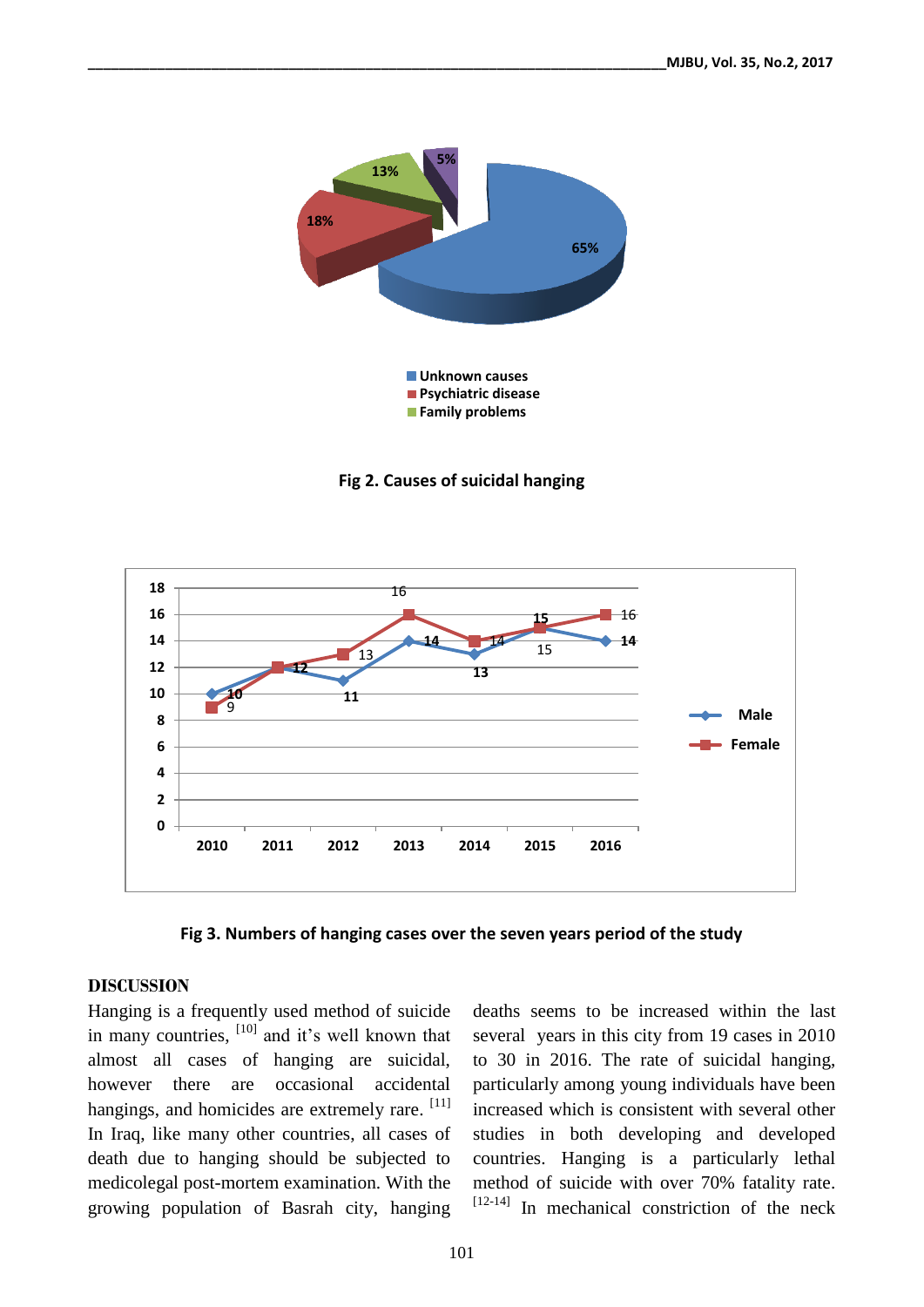Fig 2. Causes of suicidal hanging

Fig 3. Numbers of hanging cases over the seven years period of the study

## DISCUSSION

Hanging is a frequently used method of suicide in many countries, [10] and it's well known that almost all cases of hanging are suicidal, however there are occasional accidental hangings, and homicides are extremely rare. [11] In Iraq, like many other countries, all cases of death due to hanging should be subjected to medicolegal post-mortem examination. With the growing population of Basrah city, hanging deaths seems to be increased within the last several years in this city from 19 cases in 2010 to 30 in 2016. The rate of suicidal hanging, particularly among young individuals have been increased which is consistent with several other studies in both developing and developed countries. Hanging is a particularly lethal method of suicide with over 70% fatality rate. [12-14] In mechanical constriction of the neck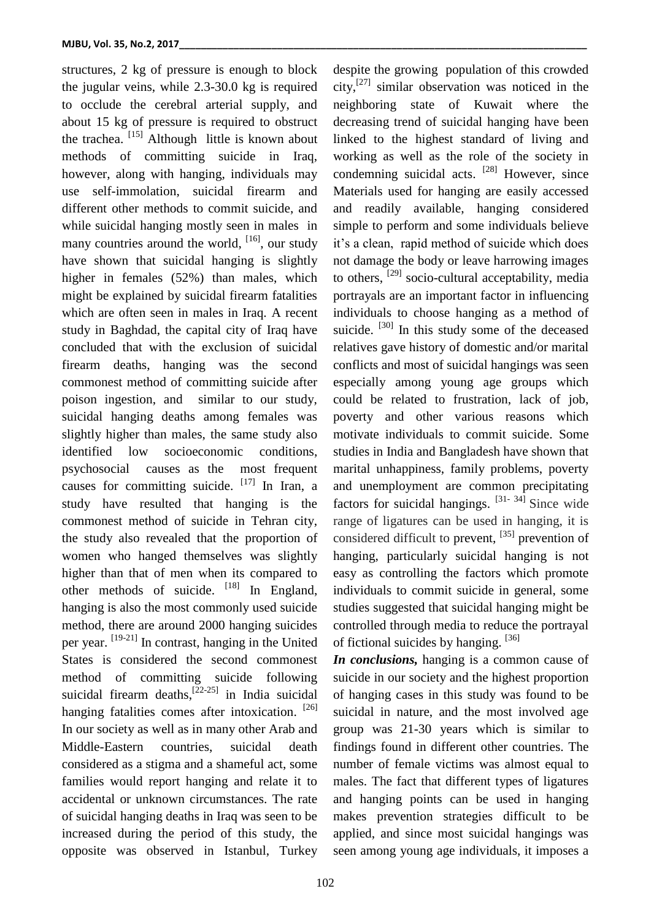structures, 2 kg of pressure is enough to block the jugular veins, while 2.3-30.0 kg is required to occlude the cerebral arterial supply, and about 15 kg of pressure is required to obstruct the trachea. [15] Although little is known about methods of committing suicide in Iraq, however, along with hanging, individuals may use self-immolation, suicidal firearm and different other methods to commit suicide, and while suicidal hanging mostly seen in males in many countries around the world, [16], our study have shown that suicidal hanging is slightly higher in females (52%) than males, which might be explained by suicidal firearm fatalities which are often seen in males in Iraq. A recent study in Baghdad, the capital city of Iraq have concluded that with the exclusion of suicidal firearm deaths, hanging was the second commonest method of committing suicide after poison ingestion, and similar to our study, suicidal hanging deaths among females was slightly higher than males, the same study also identified low socioeconomic conditions, psychosocial causes as the most frequent causes for committing suicide. [17] In Iran, a study have resulted that hanging is the commonest method of suicide in Tehran city, the study also revealed that the proportion of women who hanged themselves was slightly higher than that of men when its compared to other methods of suicide. [18] In England, hanging is also the most commonly used suicide method, there are around 2000 hanging suicides per year. [19-21] In contrast, hanging in the United States is considered the second commonest method of committing suicide following suicidal firearm deaths, [22-25] in India suicidal hanging fatalities comes after intoxication. [26] In our society as well as in many other Arab and Middle-Eastern countries, suicidal death considered as a stigma and a shameful act, some families would report hanging and relate it to accidental or unknown circumstances. The rate of suicidal hanging deaths in Iraq was seen to be increased during the period of this study, the opposite was observed in Istanbul, Turkey despite the growing population of this crowded city, [27] similar observation was noticed in the neighboring state of Kuwait where the decreasing trend of suicidal hanging have been linked to the highest standard of living and working as well as the role of the society in condemning suicidal acts. [28] However, since Materials used for hanging are easily accessed and readily available, hanging considered simple to perform and some individuals believe it's a clean, rapid method of suicide which does not damage the body or leave harrowing images to others, [29] socio-cultural acceptability, media portrayals are an important factor in influencing individuals to choose hanging as a method of suicide. [30] In this study some of the deceased relatives gave history of domestic and/or marital conflicts and most of suicidal hangings was seen especially among young age groups which could be related to frustration, lack of job, poverty and other various reasons which motivate individuals to commit suicide. Some studies in India and Bangladesh have shown that marital unhappiness, family problems, poverty and unemployment are common precipitating factors for suicidal hangings. [31- 34] Since wide range of ligatures can be used in hanging, it is considered difficult to prevent, [35] prevention of hanging, particularly suicidal hanging is not easy as controlling the factors which promote individuals to commit suicide in general, some studies suggested that suicidal hanging might be controlled through media to reduce the portrayal of fictional suicides by hanging. [36]

***In conclusions,*** hanging is a common cause of suicide in our society and the highest proportion of hanging cases in this study was found to be suicidal in nature, and the most involved age group was 21-30 years which is similar to findings found in different other countries. The number of female victims was almost equal to males. The fact that different types of ligatures and hanging points can be used in hanging makes prevention strategies difficult to be applied, and since most suicidal hangings was seen among young age individuals, it imposes a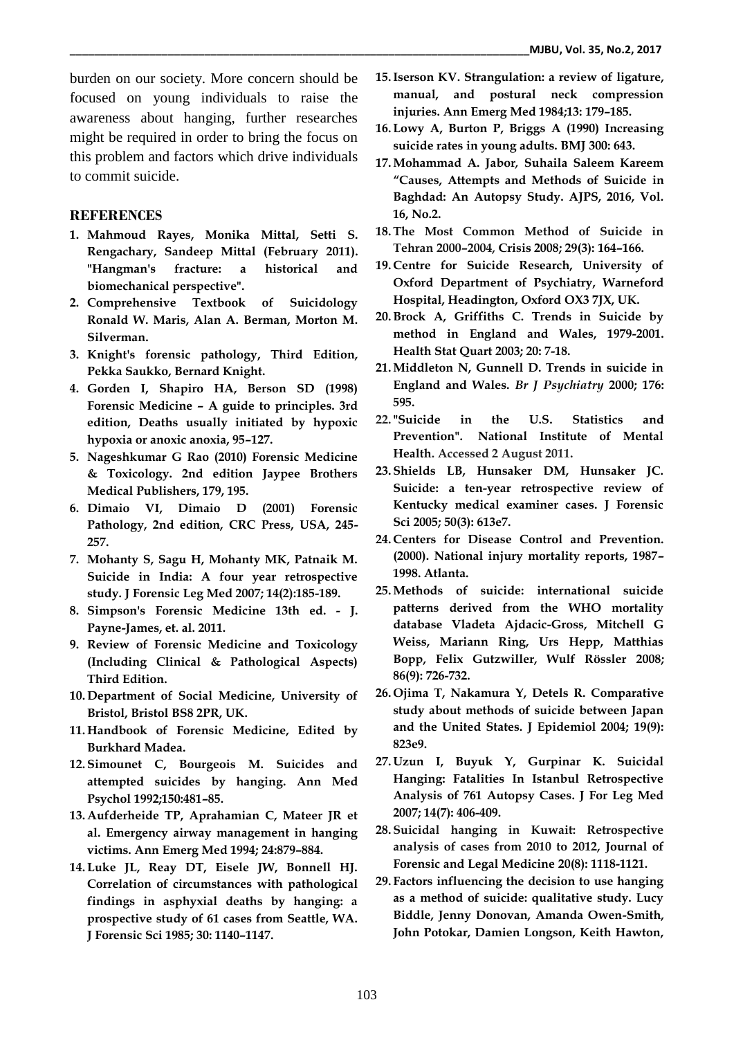burden on our society. More concern should be focused on young individuals to raise the awareness about hanging, further researches might be required in order to bring the focus on this problem and factors which drive individuals to commit suicide.

## REFERENCES

1. **Mahmoud Rayes, Monika Mittal, Setti S. Rengachary, Sandeep Mittal (February 2011). "Hangman's fracture: a historical and biomechanical perspective".**
2. **Comprehensive Textbook of Suicidology Ronald W. Maris, Alan A. Berman, Morton M. Silverman.**
3. **Knight's forensic pathology, Third Edition, Pekka Saukko, Bernard Knight.**
4. **Gorden I, Shapiro HA, Berson SD (1998) Forensic Medicine – A guide to principles. 3rd edition, Deaths usually initiated by hypoxic hypoxia or anoxic anoxia, 95–127.**
5. **Nageshkumar G Rao (2010) Forensic Medicine & Toxicology. 2nd edition Jaypee Brothers Medical Publishers, 179, 195.**
6. **Dimaio VI, Dimaio D (2001) Forensic Pathology, 2nd edition, CRC Press, USA, 245-257.**
7. **Mohanty S, Sagu H, Mohanty MK, Patnaik M. Suicide in India: A four year retrospective study. J Forensic Leg Med 2007; 14(2):185-189.**
8. **Simpson's Forensic Medicine 13th ed. - J. Payne-James, et. al. 2011.**
9. **Review of Forensic Medicine and Toxicology (Including Clinical & Pathological Aspects) Third Edition.**
10. **Department of Social Medicine, University of Bristol, Bristol BS8 2PR, UK.**
11. **Handbook of Forensic Medicine, Edited by Burkhard Madea.**
12. **Simounet C, Bourgeois M. Suicides and attempted suicides by hanging. Ann Med Psychol 1992;150:481–85.**
13. **Aufderheide TP, Aprahamian C, Mateer JR et al. Emergency airway management in hanging victims. Ann Emerg Med 1994; 24:879–884.**
14. **Luke JL, Reay DT, Eisele JW, Bonnell HJ. Correlation of circumstances with pathological findings in asphyxial deaths by hanging: a prospective study of 61 cases from Seattle, WA. J Forensic Sci 1985; 30: 1140–1147.**
15. **Iserson KV. Strangulation: a review of ligature, manual, and postural neck compression injuries. Ann Emerg Med 1984;13: 179–185.**
16. **Lowy A, Burton P, Briggs A (1990) Increasing suicide rates in young adults. BMJ 300: 643.**
17. **Mohammad A. Jabor, Suhaila Saleem Kareem "Causes, Attempts and Methods of Suicide in Baghdad: An Autopsy Study. AJPS, 2016, Vol. 16, No.2.**
18. **The Most Common Method of Suicide in Tehran 2000–2004, Crisis 2008; 29(3): 164–166.**
19. **Centre for Suicide Research, University of Oxford Department of Psychiatry, Warneford Hospital, Headington, Oxford OX3 7JX, UK.**
20. **Brock A, Griffiths C. Trends in Suicide by method in England and Wales, 1979-2001. Health Stat Quart 2003; 20: 7-18.**
21. **Middleton N, Gunnell D. Trends in suicide in England and Wales. *Br J Psychiatry* 2000; 176: 595.**
22. **"Suicide in the U.S. Statistics and Prevention". National Institute of Mental Health**. Accessed 2 August 2011.
23. **Shields LB, Hunsaker DM, Hunsaker JC. Suicide: a ten-year retrospective review of Kentucky medical examiner cases. J Forensic Sci 2005; 50(3): 613e7.**
24. **Centers for Disease Control and Prevention. (2000). National injury mortality reports, 1987–1998. Atlanta.**
25. **Methods of suicide: international suicide patterns derived from the WHO mortality database Vladeta Ajdacic-Gross, Mitchell G Weiss, Mariann Ring, Urs Hepp, Matthias Bopp, Felix Gutzwiller, Wulf Rössler 2008; 86(9): 726-732.**
26. **Ojima T, Nakamura Y, Detels R. Comparative study about methods of suicide between Japan and the United States. J Epidemiol 2004; 19(9): 823e9.**
27. **Uzun I, Buyuk Y, Gurpinar K. Suicidal Hanging: Fatalities In Istanbul Retrospective Analysis of 761 Autopsy Cases. J For Leg Med 2007; 14(7): 406-409.**
28. **Suicidal hanging in Kuwait: Retrospective analysis of cases from 2010 to 2012, Journal of Forensic and Legal Medicine 20(8): 1118-1121.**
29. **Factors influencing the decision to use hanging as a method of suicide: qualitative study. Lucy Biddle, Jenny Donovan, Amanda Owen-Smith, John Potokar, Damien Longson, Keith Hawton,**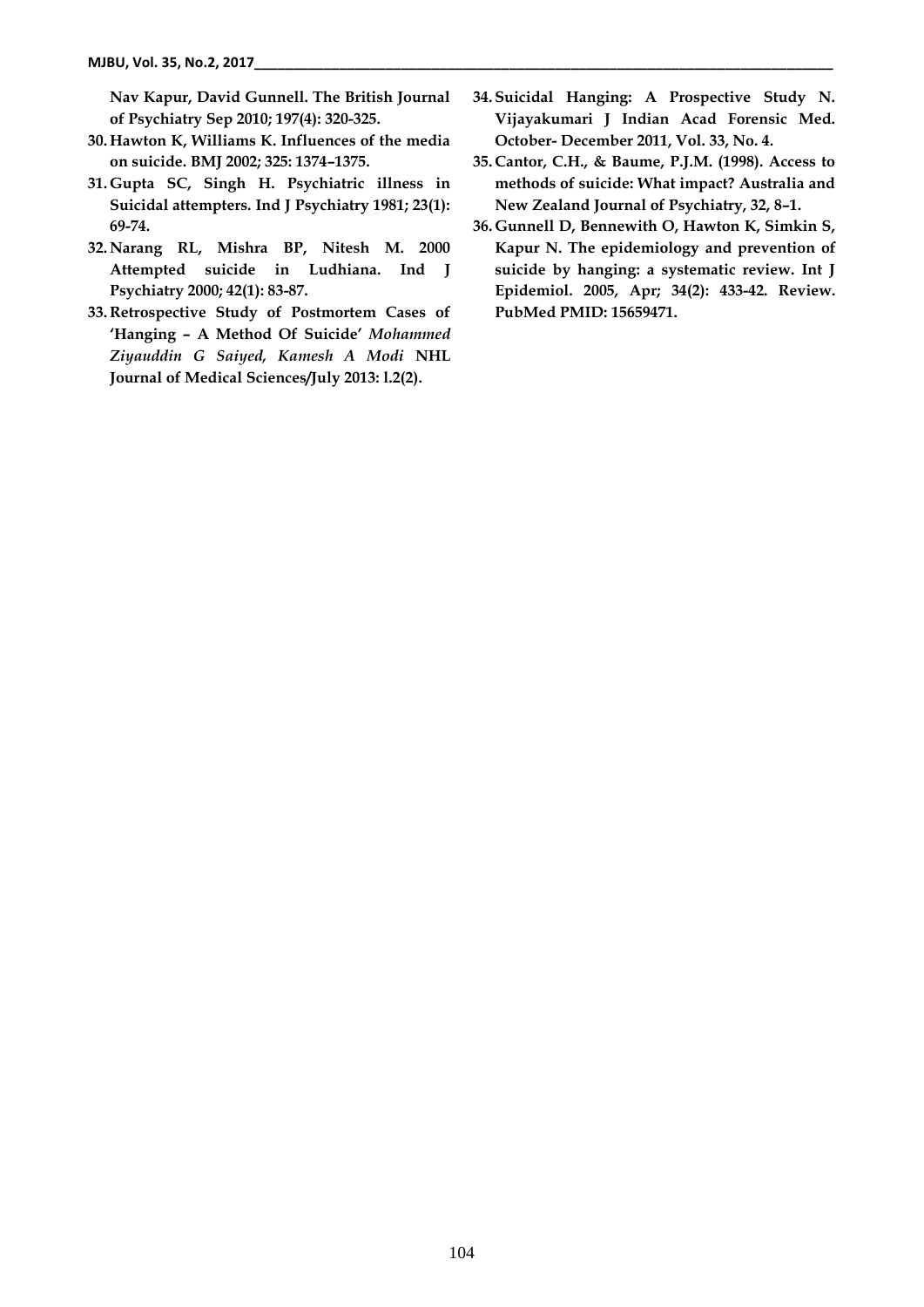Nav Kapur, David Gunnell. The British Journal of Psychiatry Sep 2010; 197(4): 320-325.

30. Hawton K, Williams K. Influences of the media on suicide. BMJ 2002; 325: 1374–1375.
31. Gupta SC, Singh H. Psychiatric illness in Suicidal attempters. Ind J Psychiatry 1981; 23(1): 69-74.
32. Narang RL, Mishra BP, Nitesh M. 2000 Attempted suicide in Ludhiana. Ind J Psychiatry 2000; 42(1): 83-87.
33. Retrospective Study of Postmortem Cases of 'Hanging – A Method Of Suicide' *Mohammed Ziyauddin G Saiyed, Kamesh A Modi* NHL Journal of Medical Sciences/July 2013: l.2(2).
34. Suicidal Hanging: A Prospective Study N. Vijayakumari J Indian Acad Forensic Med. October- December 2011, Vol. 33, No. 4.
35. Cantor, C.H., & Baume, P.J.M. (1998). Access to methods of suicide: What impact? Australia and New Zealand Journal of Psychiatry, 32, 8–1.
36. Gunnell D, Bennewith O, Hawton K, Simkin S, Kapur N. The epidemiology and prevention of suicide by hanging: a systematic review. Int J Epidemiol. 2005, Apr; 34(2): 433-42. Review. PubMed PMID: 15659471.